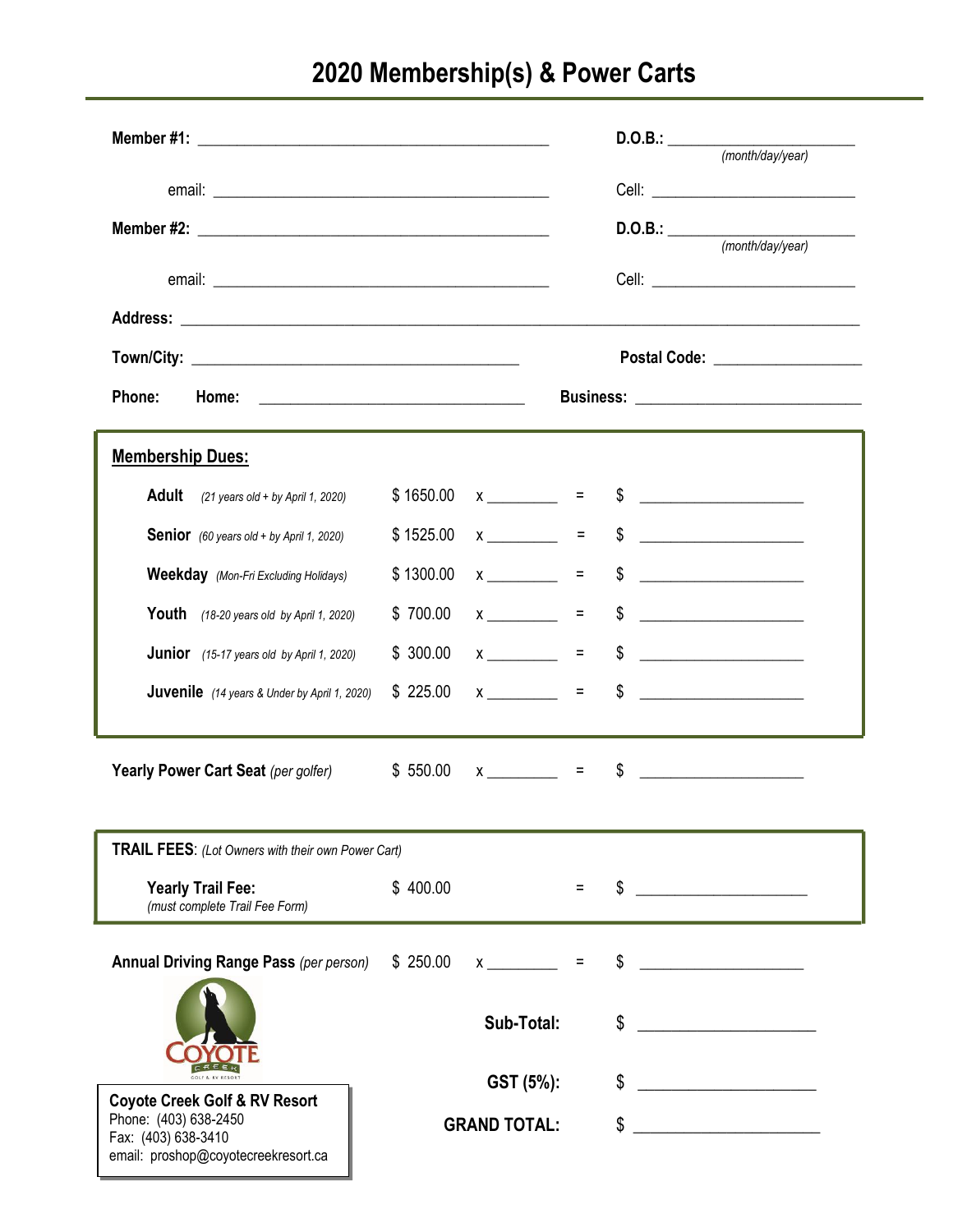# 2020 Membership(s) & Power Carts

**Member #1:** ______________________________________ **D.O.B.:** ____________________ *(month/day/year)*

email: ______________________________________ Cell: ______________________

**Member #2:** ______________________________________ **D.O.B.:** ____________________ *(month/day/year)*

email: ______________________________________ Cell: ______________________

**Address:** ____________________________________________________________________________

**Town/City:** ____________________________________ **Postal Code:** ________________

**Phone:** **Home:** ______________________________ **Business:** _________________________

## Membership Dues:

| | | | | |
|---|---|---|---|---|
| **Adult** *(21 years old + by April 1, 2020)* | $ 1650.00 | x ________ | = | $ ____________________ |
| **Senior** *(60 years old + by April 1, 2020)* | $ 1525.00 | x ________ | = | $ ____________________ |
| **Weekday** *(Mon-Fri Excluding Holidays)* | $ 1300.00 | x ________ | = | $ ____________________ |
| **Youth** *(18-20 years old by April 1, 2020)* | $ 700.00 | x ________ | = | $ ____________________ |
| **Junior** *(15-17 years old by April 1, 2020)* | $ 300.00 | x ________ | = | $ ____________________ |
| **Juvenile** *(14 years & Under by April 1, 2020)* | $ 225.00 | x ________ | = | $ ____________________ |

| | | | | |
|---|---|---|---|---|
| **Yearly Power Cart Seat** *(per golfer)* | $ 550.00 | x ________ | = | $ ____________________ |

**TRAIL FEES**: *(Lot Owners with their own Power Cart)*

| | | | | |
|---|---|---|---|---|
| **Yearly Trail Fee:** *(must complete Trail Fee Form)* | $ 400.00 | | = | $ ____________________ |

| | | | | |
|---|---|---|---|---|
| **Annual Driving Range Pass** *(per person)* | $ 250.00 | x ________ | = | $ ____________________ |

**Sub-Total:** $ ____________________

**GST (5%):** $ ____________________

**GRAND TOTAL:** $ ____________________

COYOTE CREEK GOLF & RV RESORT

**Coyote Creek Golf & RV Resort**
Phone: (403) 638-2450
Fax: (403) 638-3410
email: proshop@coyotecreekresort.ca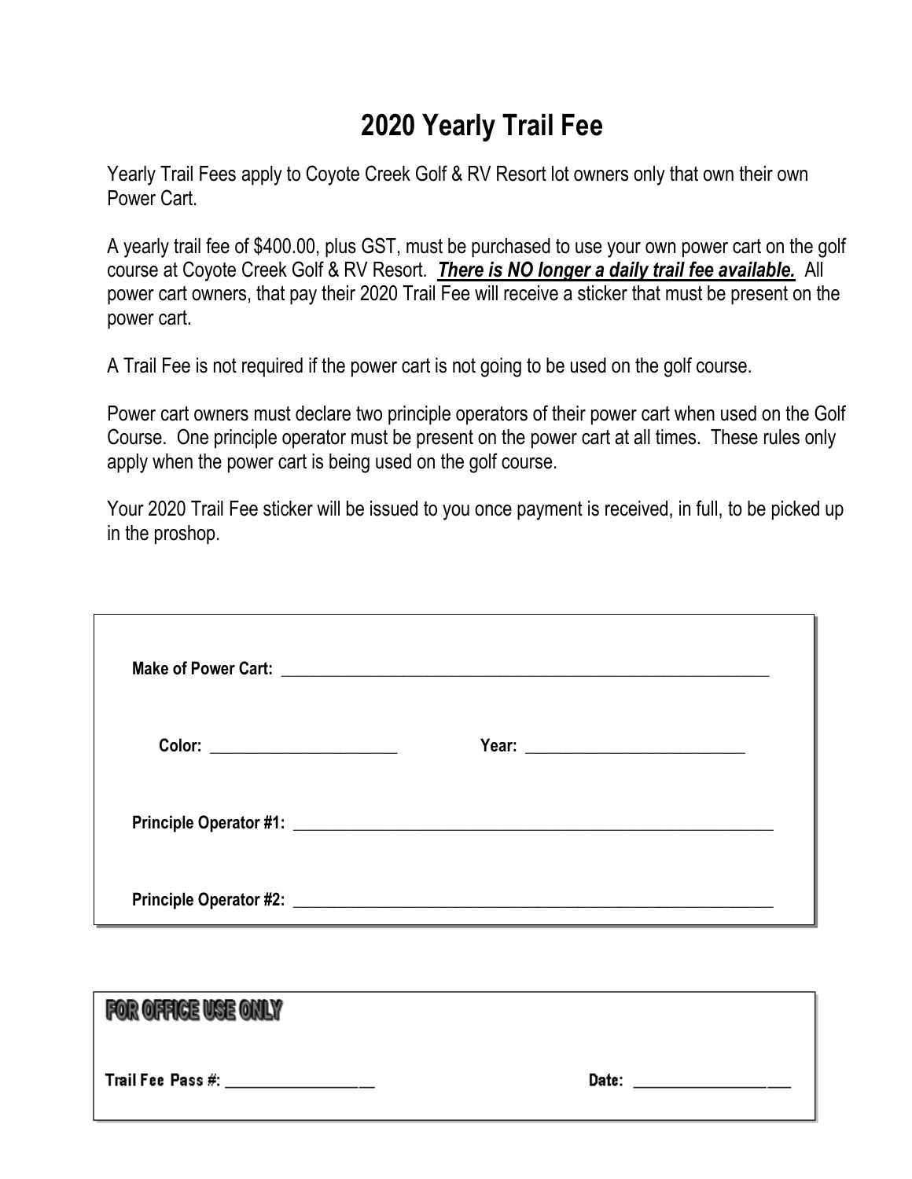# 2020 Yearly Trail Fee

Yearly Trail Fees apply to Coyote Creek Golf & RV Resort lot owners only that own their own Power Cart.

A yearly trail fee of $400.00, plus GST, must be purchased to use your own power cart on the golf course at Coyote Creek Golf & RV Resort. ***There is NO longer a daily trail fee available.*** All power cart owners, that pay their 2020 Trail Fee will receive a sticker that must be present on the power cart.

A Trail Fee is not required if the power cart is not going to be used on the golf course.

Power cart owners must declare two principle operators of their power cart when used on the Golf Course. One principle operator must be present on the power cart at all times. These rules only apply when the power cart is being used on the golf course.

Your 2020 Trail Fee sticker will be issued to you once payment is received, in full, to be picked up in the proshop.

**Make of Power Cart:** ______________________________________________

**Color:** ____________________ **Year:** ____________________

**Principle Operator #1:** ______________________________________________

**Principle Operator #2:** ______________________________________________

**FOR OFFICE USE ONLY**

**Trail Fee Pass #:** ____________________ **Date:** ____________________